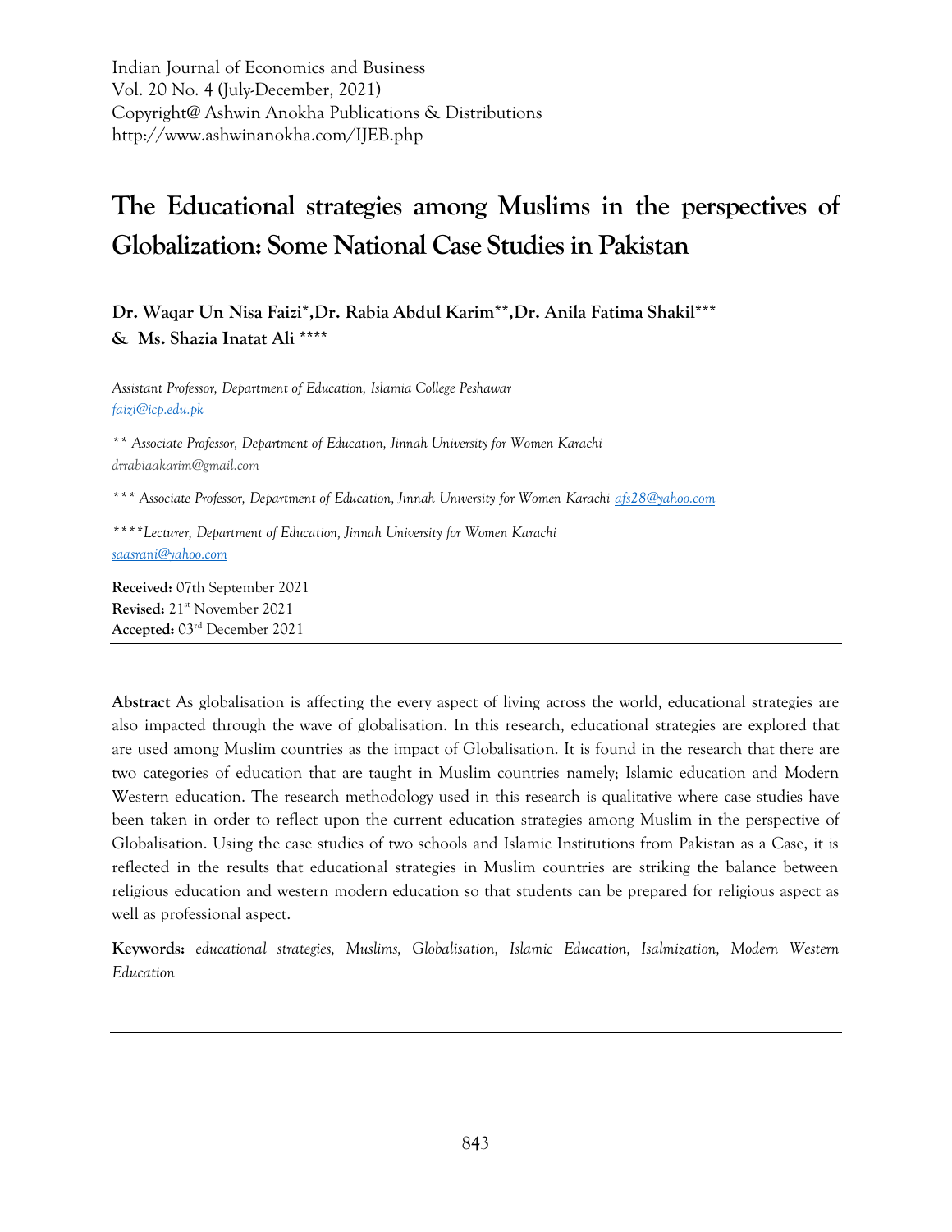Indian Journal of Economics and Business
Vol. 20 No. 4 (July-December, 2021)
Copyright@ Ashwin Anokha Publications & Distributions
http://www.ashwinanokha.com/IJEB.php

# The Educational strategies among Muslims in the perspectives of Globalization: Some National Case Studies in Pakistan

**Dr. Waqar Un Nisa Faizi\*,Dr. Rabia Abdul Karim\*\*,Dr. Anila Fatima Shakil\*\*\* & Ms. Shazia Inatat Ali \*\*\*\***

*Assistant Professor, Department of Education, Islamia College Peshawar*
*faizi@icp.edu.pk*

*\*\* Associate Professor, Department of Education, Jinnah University for Women Karachi*
*drrabiaakarim@gmail.com*

*\*\*\* Associate Professor, Department of Education, Jinnah University for Women Karachi afs28@yahoo.com*

*\*\*\*\*Lecturer, Department of Education, Jinnah University for Women Karachi*
*saasrani@yahoo.com*

**Received:** 07th September 2021
**Revised:** 21st November 2021
**Accepted:** 03rd December 2021

---

**Abstract** As globalisation is affecting the every aspect of living across the world, educational strategies are also impacted through the wave of globalisation. In this research, educational strategies are explored that are used among Muslim countries as the impact of Globalisation. It is found in the research that there are two categories of education that are taught in Muslim countries namely; Islamic education and Modern Western education. The research methodology used in this research is qualitative where case studies have been taken in order to reflect upon the current education strategies among Muslim in the perspective of Globalisation. Using the case studies of two schools and Islamic Institutions from Pakistan as a Case, it is reflected in the results that educational strategies in Muslim countries are striking the balance between religious education and western modern education so that students can be prepared for religious aspect as well as professional aspect.

**Keywords:** *educational strategies, Muslims, Globalisation, Islamic Education, Isalmization, Modern Western Education*

---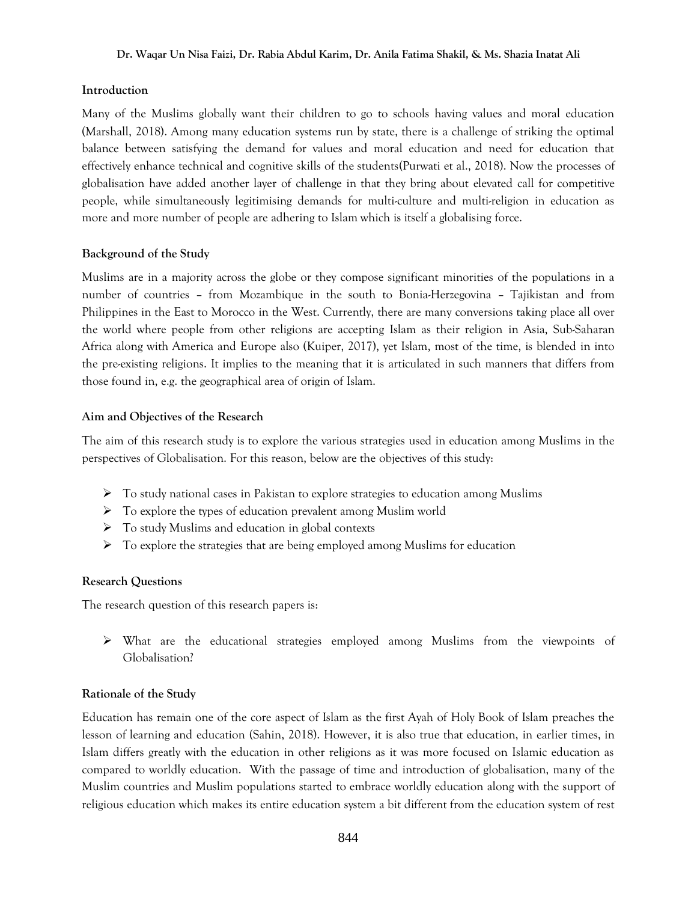## Introduction

Many of the Muslims globally want their children to go to schools having values and moral education (Marshall, 2018). Among many education systems run by state, there is a challenge of striking the optimal balance between satisfying the demand for values and moral education and need for education that effectively enhance technical and cognitive skills of the students(Purwati et al., 2018). Now the processes of globalisation have added another layer of challenge in that they bring about elevated call for competitive people, while simultaneously legitimising demands for multi-culture and multi-religion in education as more and more number of people are adhering to Islam which is itself a globalising force.

## Background of the Study

Muslims are in a majority across the globe or they compose significant minorities of the populations in a number of countries – from Mozambique in the south to Bonia-Herzegovina – Tajikistan and from Philippines in the East to Morocco in the West. Currently, there are many conversions taking place all over the world where people from other religions are accepting Islam as their religion in Asia, Sub-Saharan Africa along with America and Europe also (Kuiper, 2017), yet Islam, most of the time, is blended in into the pre-existing religions. It implies to the meaning that it is articulated in such manners that differs from those found in, e.g. the geographical area of origin of Islam.

## Aim and Objectives of the Research

The aim of this research study is to explore the various strategies used in education among Muslims in the perspectives of Globalisation. For this reason, below are the objectives of this study:

- To study national cases in Pakistan to explore strategies to education among Muslims
- To explore the types of education prevalent among Muslim world
- To study Muslims and education in global contexts
- To explore the strategies that are being employed among Muslims for education

## Research Questions

The research question of this research papers is:

- What are the educational strategies employed among Muslims from the viewpoints of Globalisation?

## Rationale of the Study

Education has remain one of the core aspect of Islam as the first Ayah of Holy Book of Islam preaches the lesson of learning and education (Sahin, 2018). However, it is also true that education, in earlier times, in Islam differs greatly with the education in other religions as it was more focused on Islamic education as compared to worldly education. With the passage of time and introduction of globalisation, many of the Muslim countries and Muslim populations started to embrace worldly education along with the support of religious education which makes its entire education system a bit different from the education system of rest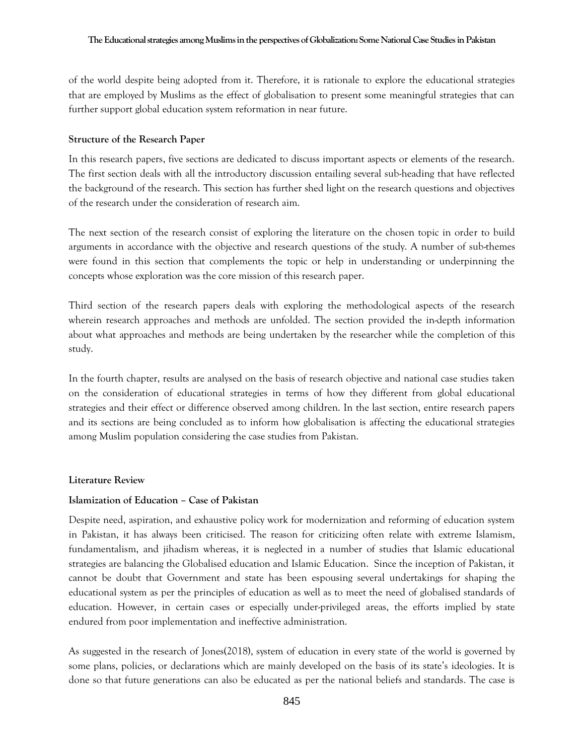of the world despite being adopted from it. Therefore, it is rationale to explore the educational strategies that are employed by Muslims as the effect of globalisation to present some meaningful strategies that can further support global education system reformation in near future.

**Structure of the Research Paper**

In this research papers, five sections are dedicated to discuss important aspects or elements of the research. The first section deals with all the introductory discussion entailing several sub-heading that have reflected the background of the research. This section has further shed light on the research questions and objectives of the research under the consideration of research aim.

The next section of the research consist of exploring the literature on the chosen topic in order to build arguments in accordance with the objective and research questions of the study. A number of sub-themes were found in this section that complements the topic or help in understanding or underpinning the concepts whose exploration was the core mission of this research paper.

Third section of the research papers deals with exploring the methodological aspects of the research wherein research approaches and methods are unfolded. The section provided the in-depth information about what approaches and methods are being undertaken by the researcher while the completion of this study.

In the fourth chapter, results are analysed on the basis of research objective and national case studies taken on the consideration of educational strategies in terms of how they different from global educational strategies and their effect or difference observed among children. In the last section, entire research papers and its sections are being concluded as to inform how globalisation is affecting the educational strategies among Muslim population considering the case studies from Pakistan.

**Literature Review**

**Islamization of Education – Case of Pakistan**

Despite need, aspiration, and exhaustive policy work for modernization and reforming of education system in Pakistan, it has always been criticised. The reason for criticizing often relate with extreme Islamism, fundamentalism, and jihadism whereas, it is neglected in a number of studies that Islamic educational strategies are balancing the Globalised education and Islamic Education. Since the inception of Pakistan, it cannot be doubt that Government and state has been espousing several undertakings for shaping the educational system as per the principles of education as well as to meet the need of globalised standards of education. However, in certain cases or especially under-privileged areas, the efforts implied by state endured from poor implementation and ineffective administration.

As suggested in the research of Jones(2018), system of education in every state of the world is governed by some plans, policies, or declarations which are mainly developed on the basis of its state's ideologies. It is done so that future generations can also be educated as per the national beliefs and standards. The case is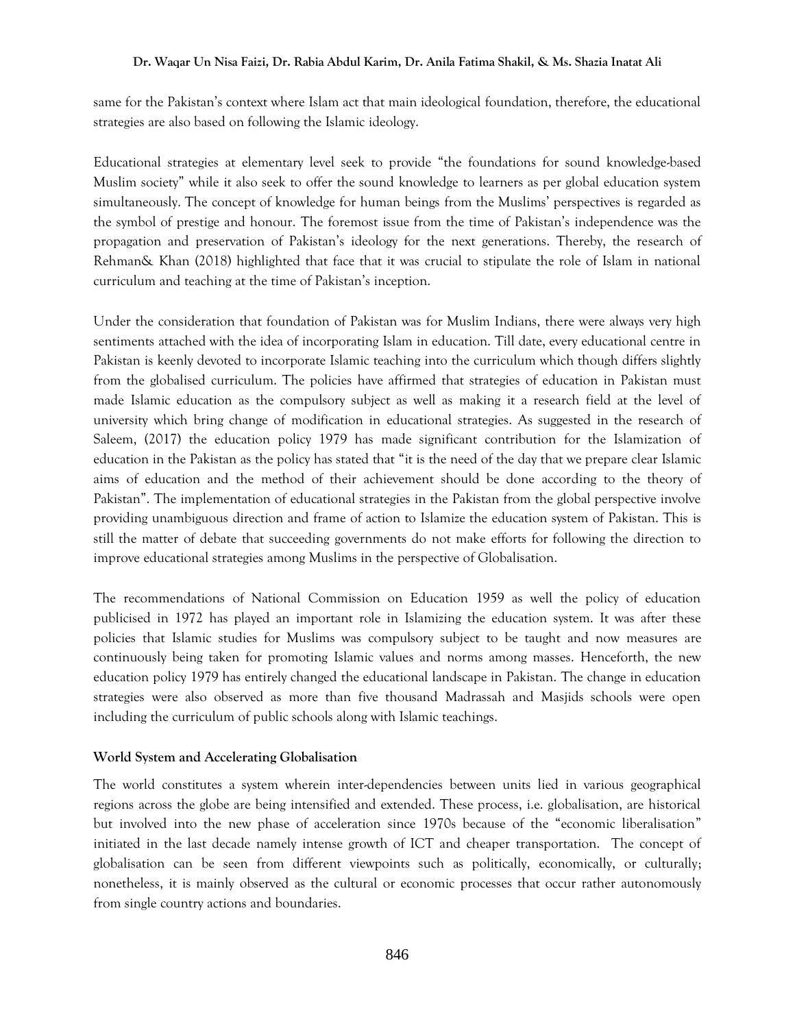same for the Pakistan's context where Islam act that main ideological foundation, therefore, the educational strategies are also based on following the Islamic ideology.

Educational strategies at elementary level seek to provide "the foundations for sound knowledge-based Muslim society" while it also seek to offer the sound knowledge to learners as per global education system simultaneously. The concept of knowledge for human beings from the Muslims' perspectives is regarded as the symbol of prestige and honour. The foremost issue from the time of Pakistan's independence was the propagation and preservation of Pakistan's ideology for the next generations. Thereby, the research of Rehman& Khan (2018) highlighted that face that it was crucial to stipulate the role of Islam in national curriculum and teaching at the time of Pakistan's inception.

Under the consideration that foundation of Pakistan was for Muslim Indians, there were always very high sentiments attached with the idea of incorporating Islam in education. Till date, every educational centre in Pakistan is keenly devoted to incorporate Islamic teaching into the curriculum which though differs slightly from the globalised curriculum. The policies have affirmed that strategies of education in Pakistan must made Islamic education as the compulsory subject as well as making it a research field at the level of university which bring change of modification in educational strategies. As suggested in the research of Saleem, (2017) the education policy 1979 has made significant contribution for the Islamization of education in the Pakistan as the policy has stated that "it is the need of the day that we prepare clear Islamic aims of education and the method of their achievement should be done according to the theory of Pakistan". The implementation of educational strategies in the Pakistan from the global perspective involve providing unambiguous direction and frame of action to Islamize the education system of Pakistan. This is still the matter of debate that succeeding governments do not make efforts for following the direction to improve educational strategies among Muslims in the perspective of Globalisation.

The recommendations of National Commission on Education 1959 as well the policy of education publicised in 1972 has played an important role in Islamizing the education system. It was after these policies that Islamic studies for Muslims was compulsory subject to be taught and now measures are continuously being taken for promoting Islamic values and norms among masses. Henceforth, the new education policy 1979 has entirely changed the educational landscape in Pakistan. The change in education strategies were also observed as more than five thousand Madrassah and Masjids schools were open including the curriculum of public schools along with Islamic teachings.

**World System and Accelerating Globalisation**

The world constitutes a system wherein inter-dependencies between units lied in various geographical regions across the globe are being intensified and extended. These process, i.e. globalisation, are historical but involved into the new phase of acceleration since 1970s because of the "economic liberalisation" initiated in the last decade namely intense growth of ICT and cheaper transportation. The concept of globalisation can be seen from different viewpoints such as politically, economically, or culturally; nonetheless, it is mainly observed as the cultural or economic processes that occur rather autonomously from single country actions and boundaries.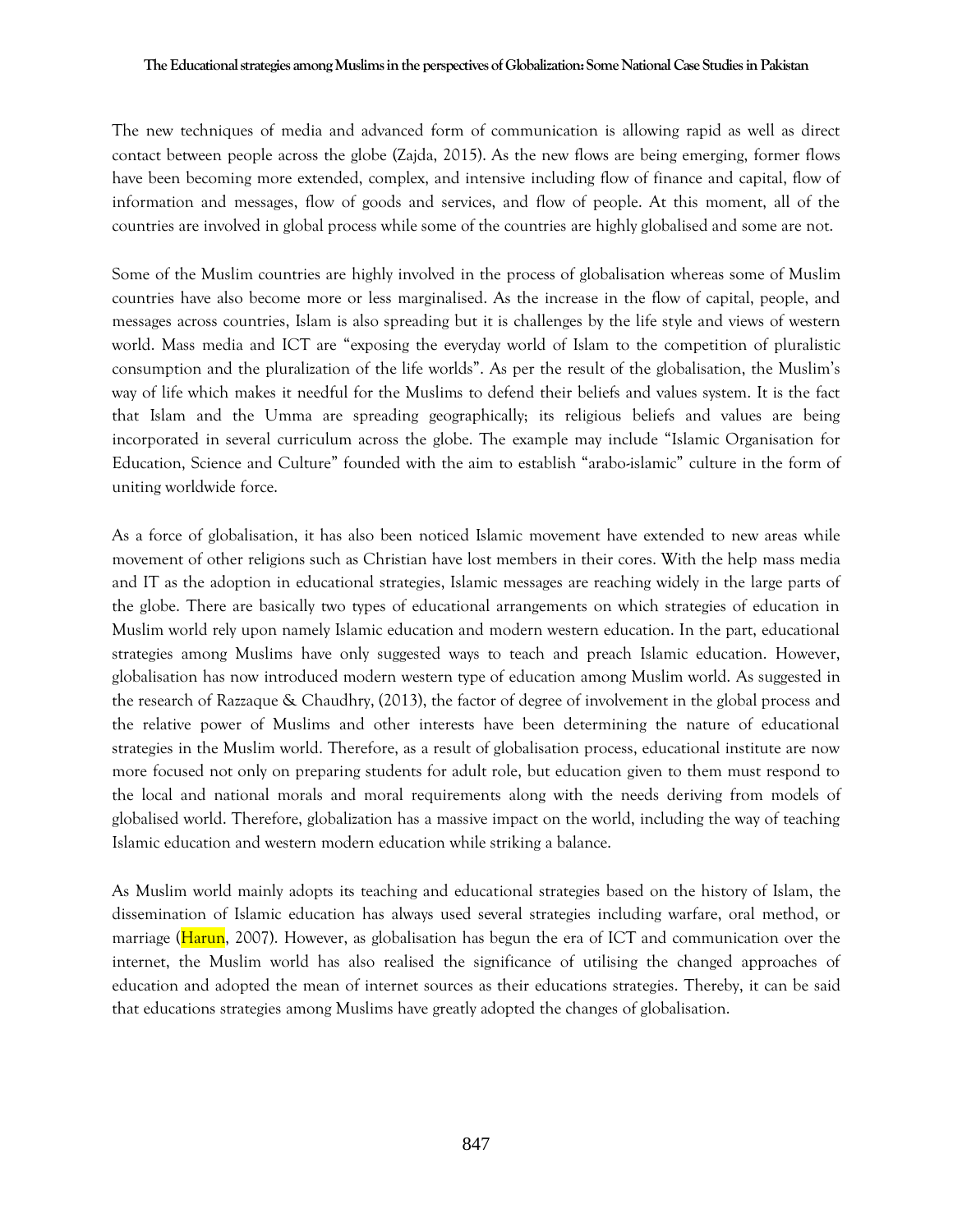The new techniques of media and advanced form of communication is allowing rapid as well as direct contact between people across the globe (Zajda, 2015). As the new flows are being emerging, former flows have been becoming more extended, complex, and intensive including flow of finance and capital, flow of information and messages, flow of goods and services, and flow of people. At this moment, all of the countries are involved in global process while some of the countries are highly globalised and some are not.

Some of the Muslim countries are highly involved in the process of globalisation whereas some of Muslim countries have also become more or less marginalised. As the increase in the flow of capital, people, and messages across countries, Islam is also spreading but it is challenges by the life style and views of western world. Mass media and ICT are "exposing the everyday world of Islam to the competition of pluralistic consumption and the pluralization of the life worlds". As per the result of the globalisation, the Muslim's way of life which makes it needful for the Muslims to defend their beliefs and values system. It is the fact that Islam and the Umma are spreading geographically; its religious beliefs and values are being incorporated in several curriculum across the globe. The example may include "Islamic Organisation for Education, Science and Culture" founded with the aim to establish "arabo-islamic" culture in the form of uniting worldwide force.

As a force of globalisation, it has also been noticed Islamic movement have extended to new areas while movement of other religions such as Christian have lost members in their cores. With the help mass media and IT as the adoption in educational strategies, Islamic messages are reaching widely in the large parts of the globe. There are basically two types of educational arrangements on which strategies of education in Muslim world rely upon namely Islamic education and modern western education. In the part, educational strategies among Muslims have only suggested ways to teach and preach Islamic education. However, globalisation has now introduced modern western type of education among Muslim world. As suggested in the research of Razzaque & Chaudhry, (2013), the factor of degree of involvement in the global process and the relative power of Muslims and other interests have been determining the nature of educational strategies in the Muslim world. Therefore, as a result of globalisation process, educational institute are now more focused not only on preparing students for adult role, but education given to them must respond to the local and national morals and moral requirements along with the needs deriving from models of globalised world. Therefore, globalization has a massive impact on the world, including the way of teaching Islamic education and western modern education while striking a balance.

As Muslim world mainly adopts its teaching and educational strategies based on the history of Islam, the dissemination of Islamic education has always used several strategies including warfare, oral method, or marriage (Harun, 2007). However, as globalisation has begun the era of ICT and communication over the internet, the Muslim world has also realised the significance of utilising the changed approaches of education and adopted the mean of internet sources as their educations strategies. Thereby, it can be said that educations strategies among Muslims have greatly adopted the changes of globalisation.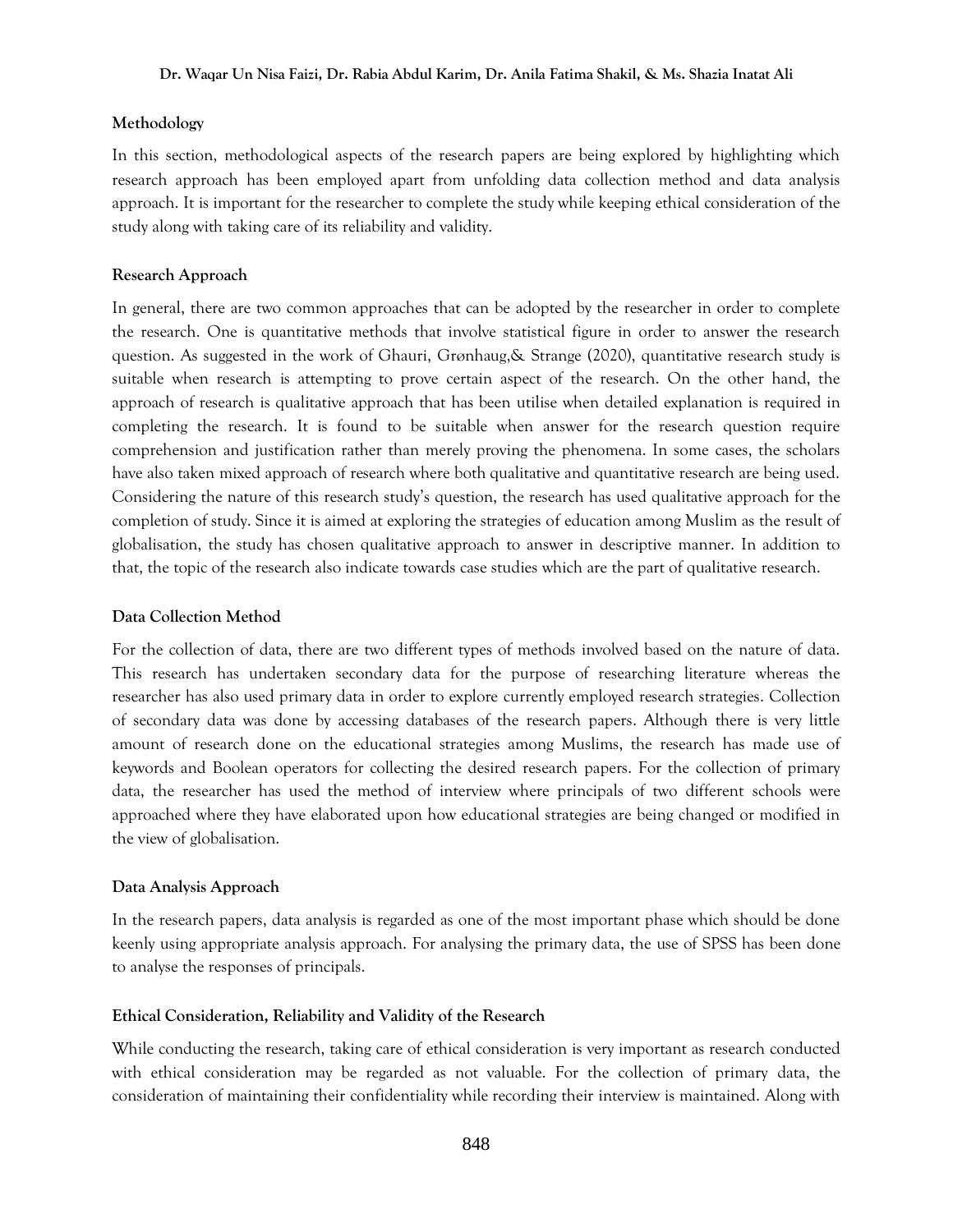## Methodology

In this section, methodological aspects of the research papers are being explored by highlighting which research approach has been employed apart from unfolding data collection method and data analysis approach. It is important for the researcher to complete the study while keeping ethical consideration of the study along with taking care of its reliability and validity.

### Research Approach

In general, there are two common approaches that can be adopted by the researcher in order to complete the research. One is quantitative methods that involve statistical figure in order to answer the research question. As suggested in the work of Ghauri, Grønhaug,& Strange (2020), quantitative research study is suitable when research is attempting to prove certain aspect of the research. On the other hand, the approach of research is qualitative approach that has been utilise when detailed explanation is required in completing the research. It is found to be suitable when answer for the research question require comprehension and justification rather than merely proving the phenomena. In some cases, the scholars have also taken mixed approach of research where both qualitative and quantitative research are being used. Considering the nature of this research study's question, the research has used qualitative approach for the completion of study. Since it is aimed at exploring the strategies of education among Muslim as the result of globalisation, the study has chosen qualitative approach to answer in descriptive manner. In addition to that, the topic of the research also indicate towards case studies which are the part of qualitative research.

### Data Collection Method

For the collection of data, there are two different types of methods involved based on the nature of data. This research has undertaken secondary data for the purpose of researching literature whereas the researcher has also used primary data in order to explore currently employed research strategies. Collection of secondary data was done by accessing databases of the research papers. Although there is very little amount of research done on the educational strategies among Muslims, the research has made use of keywords and Boolean operators for collecting the desired research papers. For the collection of primary data, the researcher has used the method of interview where principals of two different schools were approached where they have elaborated upon how educational strategies are being changed or modified in the view of globalisation.

### Data Analysis Approach

In the research papers, data analysis is regarded as one of the most important phase which should be done keenly using appropriate analysis approach. For analysing the primary data, the use of SPSS has been done to analyse the responses of principals.

### Ethical Consideration, Reliability and Validity of the Research

While conducting the research, taking care of ethical consideration is very important as research conducted with ethical consideration may be regarded as not valuable. For the collection of primary data, the consideration of maintaining their confidentiality while recording their interview is maintained. Along with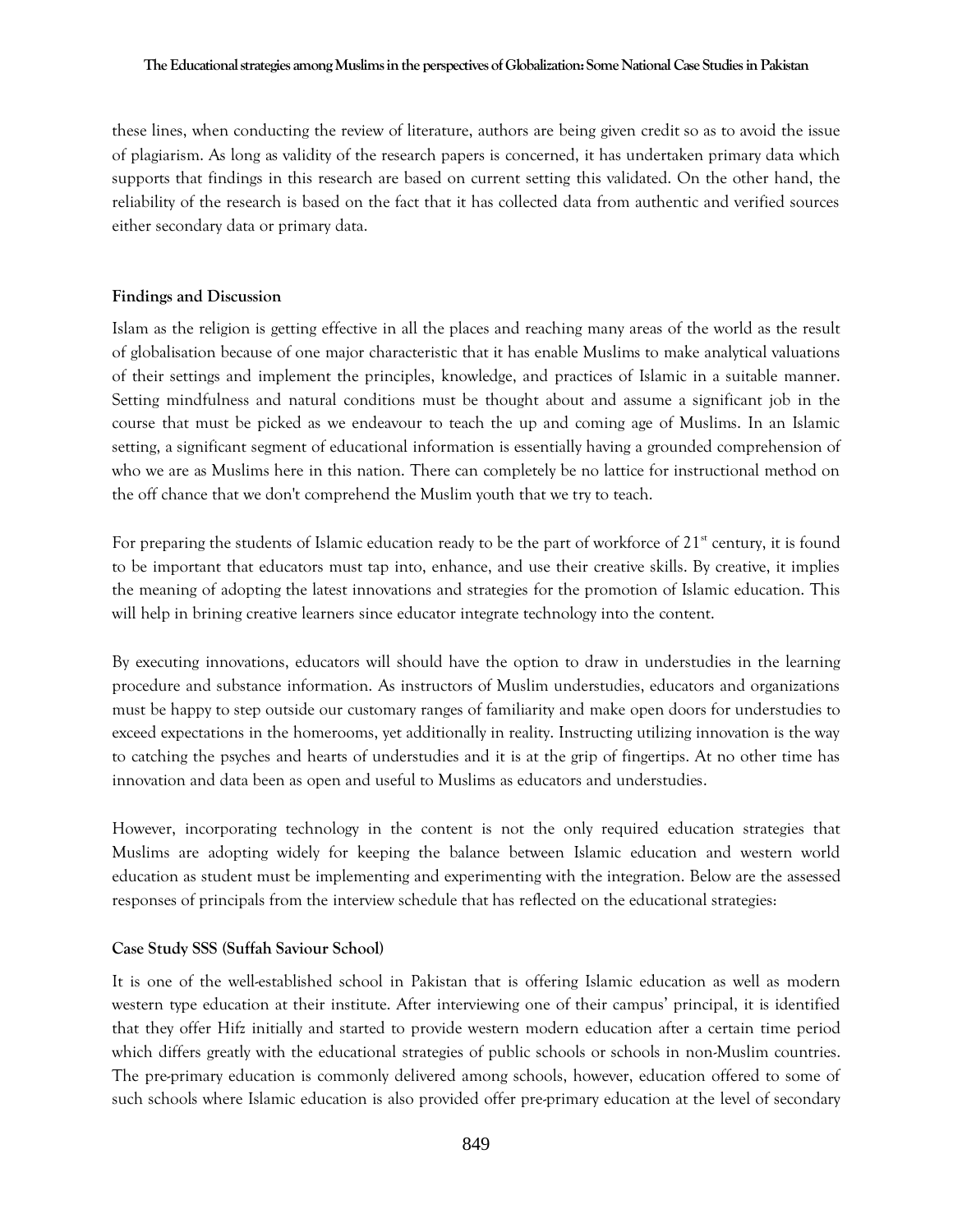these lines, when conducting the review of literature, authors are being given credit so as to avoid the issue of plagiarism. As long as validity of the research papers is concerned, it has undertaken primary data which supports that findings in this research are based on current setting this validated. On the other hand, the reliability of the research is based on the fact that it has collected data from authentic and verified sources either secondary data or primary data.

## Findings and Discussion

Islam as the religion is getting effective in all the places and reaching many areas of the world as the result of globalisation because of one major characteristic that it has enable Muslims to make analytical valuations of their settings and implement the principles, knowledge, and practices of Islamic in a suitable manner. Setting mindfulness and natural conditions must be thought about and assume a significant job in the course that must be picked as we endeavour to teach the up and coming age of Muslims. In an Islamic setting, a significant segment of educational information is essentially having a grounded comprehension of who we are as Muslims here in this nation. There can completely be no lattice for instructional method on the off chance that we don't comprehend the Muslim youth that we try to teach.

For preparing the students of Islamic education ready to be the part of workforce of 21st century, it is found to be important that educators must tap into, enhance, and use their creative skills. By creative, it implies the meaning of adopting the latest innovations and strategies for the promotion of Islamic education. This will help in brining creative learners since educator integrate technology into the content.

By executing innovations, educators will should have the option to draw in understudies in the learning procedure and substance information. As instructors of Muslim understudies, educators and organizations must be happy to step outside our customary ranges of familiarity and make open doors for understudies to exceed expectations in the homerooms, yet additionally in reality. Instructing utilizing innovation is the way to catching the psyches and hearts of understudies and it is at the grip of fingertips. At no other time has innovation and data been as open and useful to Muslims as educators and understudies.

However, incorporating technology in the content is not the only required education strategies that Muslims are adopting widely for keeping the balance between Islamic education and western world education as student must be implementing and experimenting with the integration. Below are the assessed responses of principals from the interview schedule that has reflected on the educational strategies:

### Case Study SSS (Suffah Saviour School)

It is one of the well-established school in Pakistan that is offering Islamic education as well as modern western type education at their institute. After interviewing one of their campus' principal, it is identified that they offer Hifz initially and started to provide western modern education after a certain time period which differs greatly with the educational strategies of public schools or schools in non-Muslim countries. The pre-primary education is commonly delivered among schools, however, education offered to some of such schools where Islamic education is also provided offer pre-primary education at the level of secondary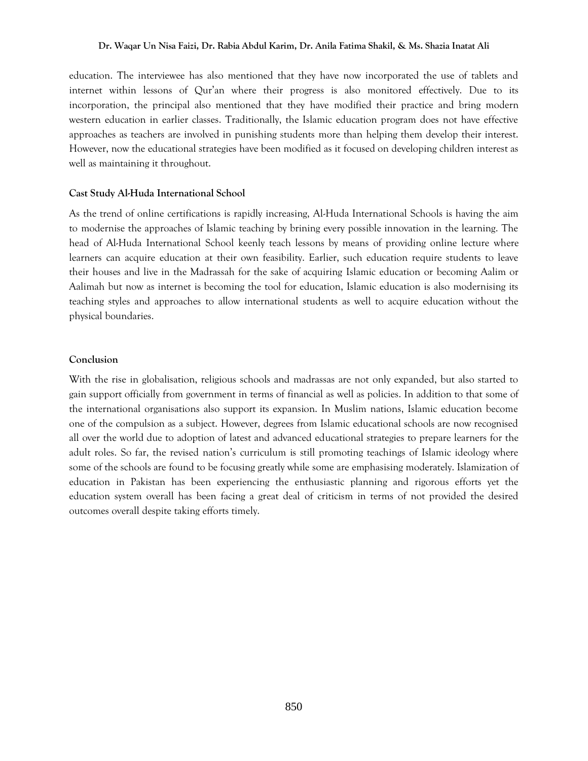education. The interviewee has also mentioned that they have now incorporated the use of tablets and internet within lessons of Qur'an where their progress is also monitored effectively. Due to its incorporation, the principal also mentioned that they have modified their practice and bring modern western education in earlier classes. Traditionally, the Islamic education program does not have effective approaches as teachers are involved in punishing students more than helping them develop their interest. However, now the educational strategies have been modified as it focused on developing children interest as well as maintaining it throughout.

**Cast Study Al-Huda International School**

As the trend of online certifications is rapidly increasing, Al-Huda International Schools is having the aim to modernise the approaches of Islamic teaching by brining every possible innovation in the learning. The head of Al-Huda International School keenly teach lessons by means of providing online lecture where learners can acquire education at their own feasibility. Earlier, such education require students to leave their houses and live in the Madrassah for the sake of acquiring Islamic education or becoming Aalim or Aalimah but now as internet is becoming the tool for education, Islamic education is also modernising its teaching styles and approaches to allow international students as well to acquire education without the physical boundaries.

**Conclusion**

With the rise in globalisation, religious schools and madrassas are not only expanded, but also started to gain support officially from government in terms of financial as well as policies. In addition to that some of the international organisations also support its expansion. In Muslim nations, Islamic education become one of the compulsion as a subject. However, degrees from Islamic educational schools are now recognised all over the world due to adoption of latest and advanced educational strategies to prepare learners for the adult roles. So far, the revised nation's curriculum is still promoting teachings of Islamic ideology where some of the schools are found to be focusing greatly while some are emphasising moderately. Islamization of education in Pakistan has been experiencing the enthusiastic planning and rigorous efforts yet the education system overall has been facing a great deal of criticism in terms of not provided the desired outcomes overall despite taking efforts timely.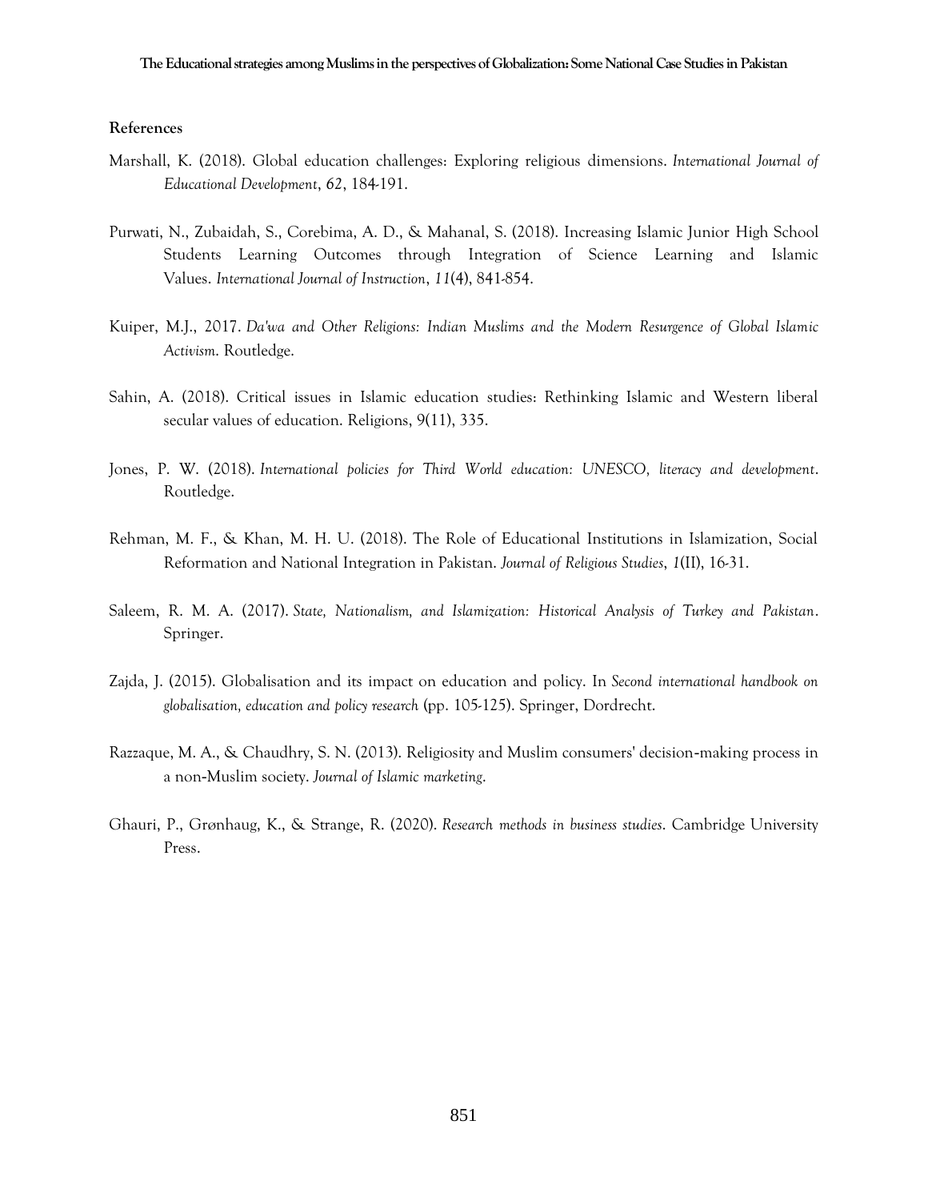**References**

Marshall, K. (2018). Global education challenges: Exploring religious dimensions. *International Journal of Educational Development*, *62*, 184-191.

Purwati, N., Zubaidah, S., Corebima, A. D., & Mahanal, S. (2018). Increasing Islamic Junior High School Students Learning Outcomes through Integration of Science Learning and Islamic Values. *International Journal of Instruction*, *11*(4), 841-854.

Kuiper, M.J., 2017. *Da'wa and Other Religions: Indian Muslims and the Modern Resurgence of Global Islamic Activism*. Routledge.

Sahin, A. (2018). Critical issues in Islamic education studies: Rethinking Islamic and Western liberal secular values of education. Religions, 9(11), 335.

Jones, P. W. (2018). *International policies for Third World education: UNESCO, literacy and development*. Routledge.

Rehman, M. F., & Khan, M. H. U. (2018). The Role of Educational Institutions in Islamization, Social Reformation and National Integration in Pakistan. *Journal of Religious Studies*, *1*(II), 16-31.

Saleem, R. M. A. (2017). *State, Nationalism, and Islamization: Historical Analysis of Turkey and Pakistan*. Springer.

Zajda, J. (2015). Globalisation and its impact on education and policy. In *Second international handbook on globalisation, education and policy research* (pp. 105-125). Springer, Dordrecht.

Razzaque, M. A., & Chaudhry, S. N. (2013). Religiosity and Muslim consumers' decision-making process in a non-Muslim society. *Journal of Islamic marketing*.

Ghauri, P., Grønhaug, K., & Strange, R. (2020). *Research methods in business studies*. Cambridge University Press.